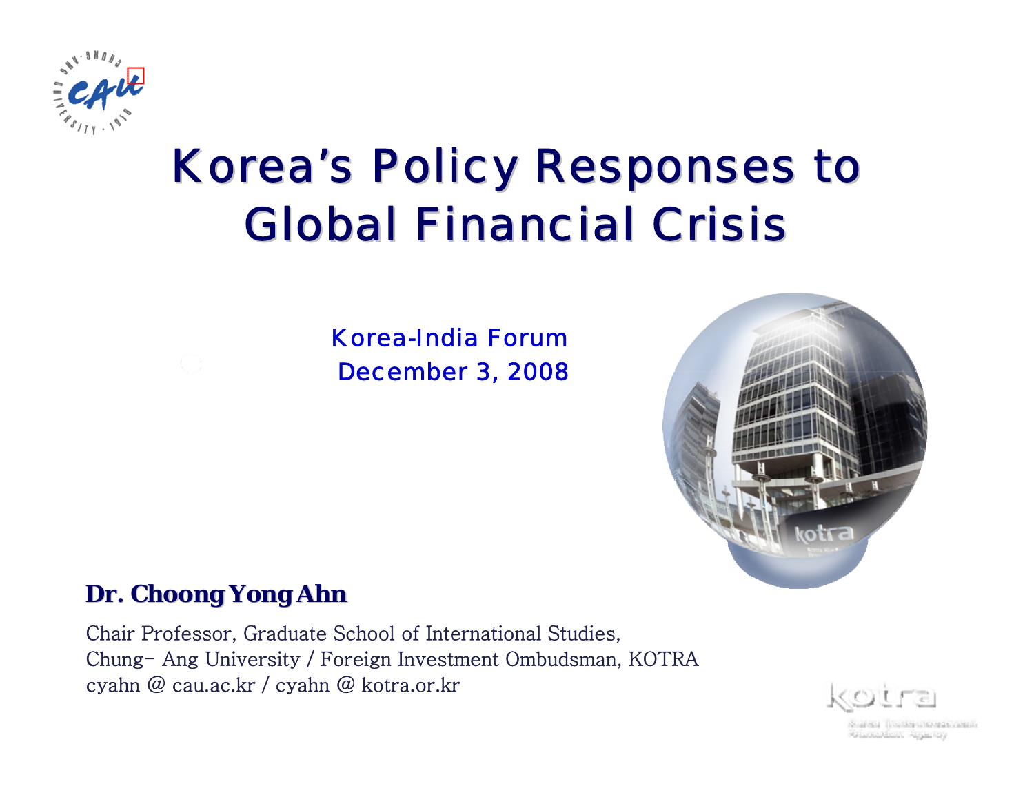# Korea's Policy Responses to Global Financial Crisis

Korea-India Forum
December 3, 2008

**Dr. Choong Yong Ahn**

Chair Professor, Graduate School of International Studies,
Chung- Ang University / Foreign Investment Ombudsman, KOTRA
cyahn @ cau.ac.kr / cyahn @ kotra.or.kr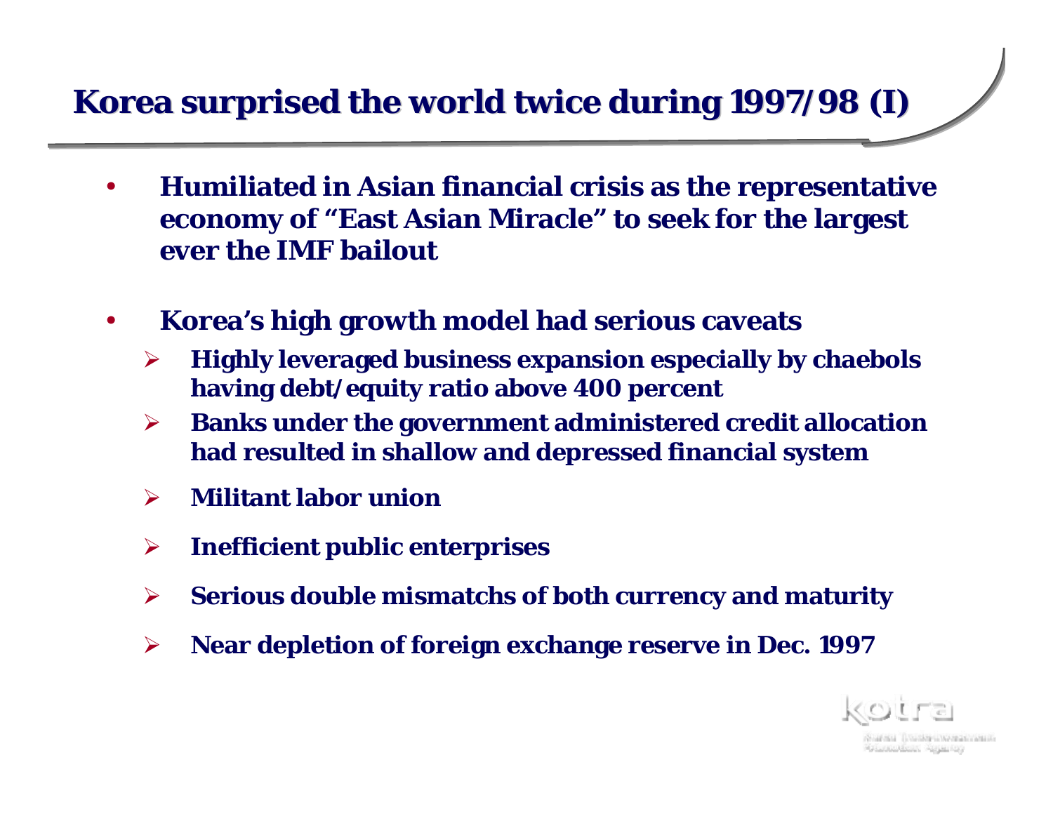# Korea surprised the world twice during 1997/98 (I)

- Humiliated in Asian financial crisis as the representative economy of "East Asian Miracle" to seek for the largest ever the IMF bailout

- Korea's high growth model had serious caveats
  - Highly leveraged business expansion especially by chaebols having debt/equity ratio above 400 percent
  - Banks under the government administered credit allocation had resulted in shallow and depressed financial system
  - Militant labor union
  - Inefficient public enterprises
  - Serious double mismatchs of both currency and maturity
  - Near depletion of foreign exchange reserve in Dec. 1997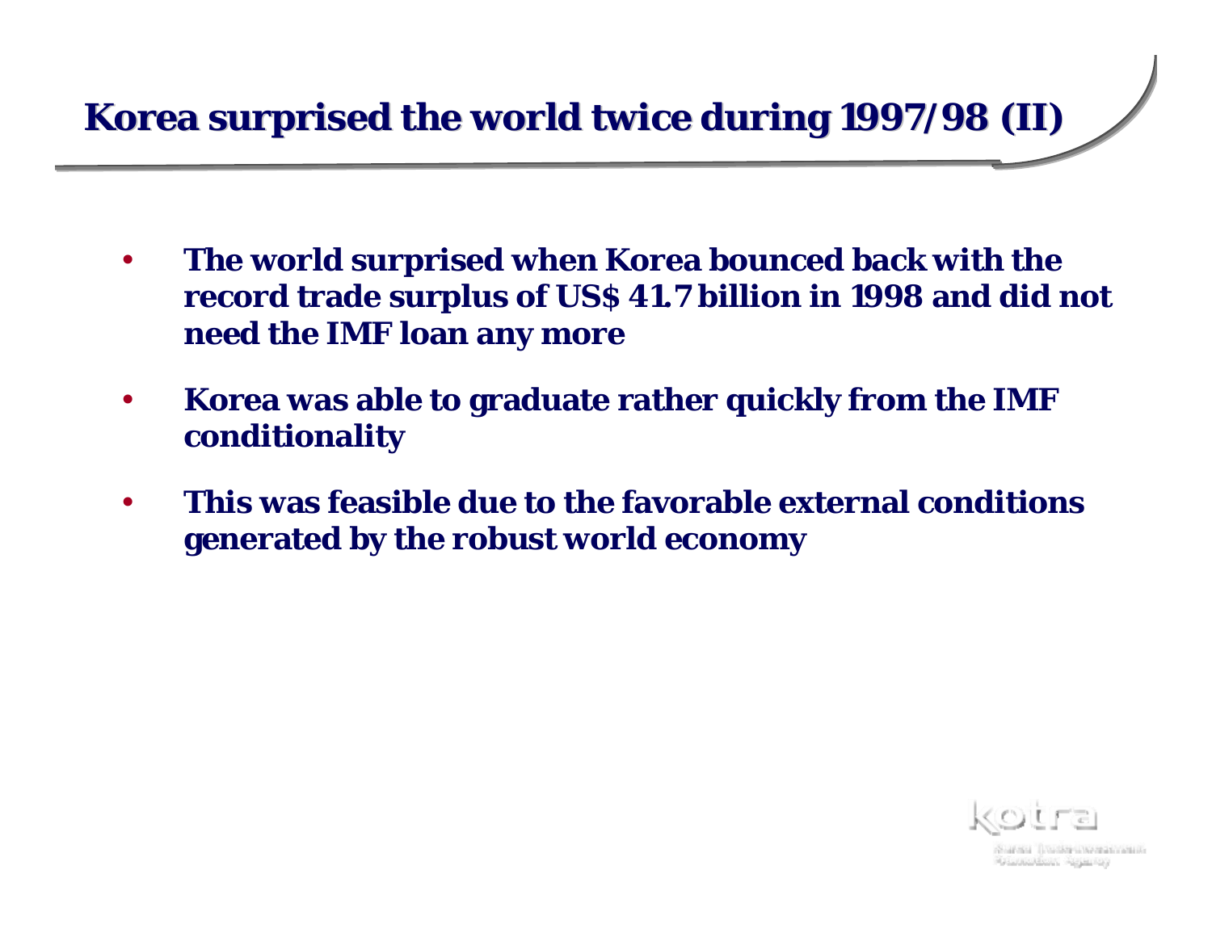# Korea surprised the world twice during 1997/98 (II)

- The world surprised when Korea bounced back with the record trade surplus of US$ 41.7 billion in 1998 and did not need the IMF loan any more
- Korea was able to graduate rather quickly from the IMF conditionality
- This was feasible due to the favorable external conditions generated by the robust world economy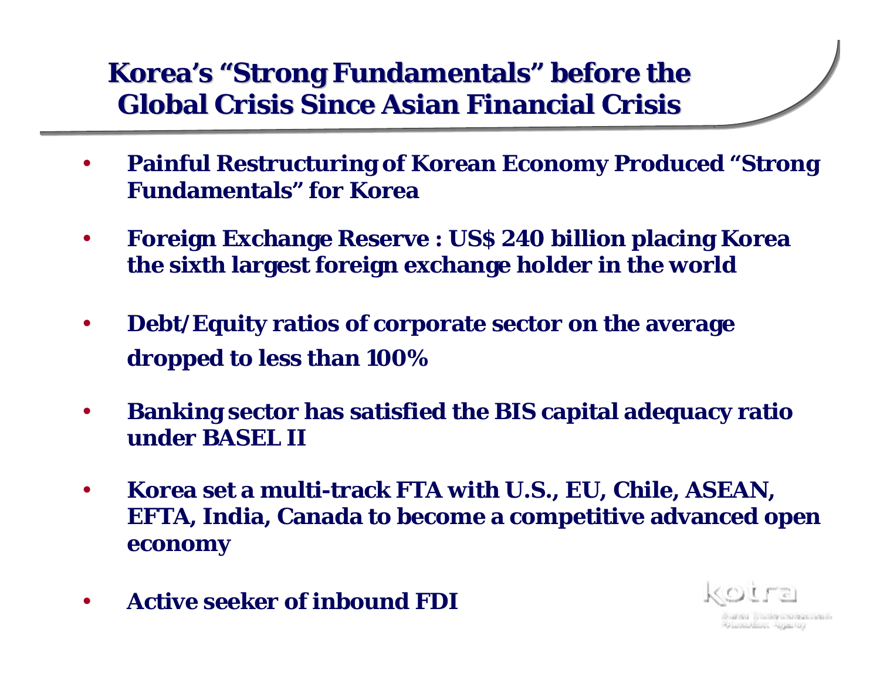# Korea's "Strong Fundamentals" before the Global Crisis Since Asian Financial Crisis

- **Painful Restructuring of Korean Economy Produced "Strong Fundamentals" for Korea**
- **Foreign Exchange Reserve : US$ 240 billion placing Korea the sixth largest foreign exchange holder in the world**
- **Debt/Equity ratios of corporate sector on the average dropped to less than 100%**
- **Banking sector has satisfied the BIS capital adequacy ratio under BASEL II**
- **Korea set a multi-track FTA with U.S., EU, Chile, ASEAN, EFTA, India, Canada to become a competitive advanced open economy**
- **Active seeker of inbound FDI**

kotra

Korea Trade-Investment Promotion Agency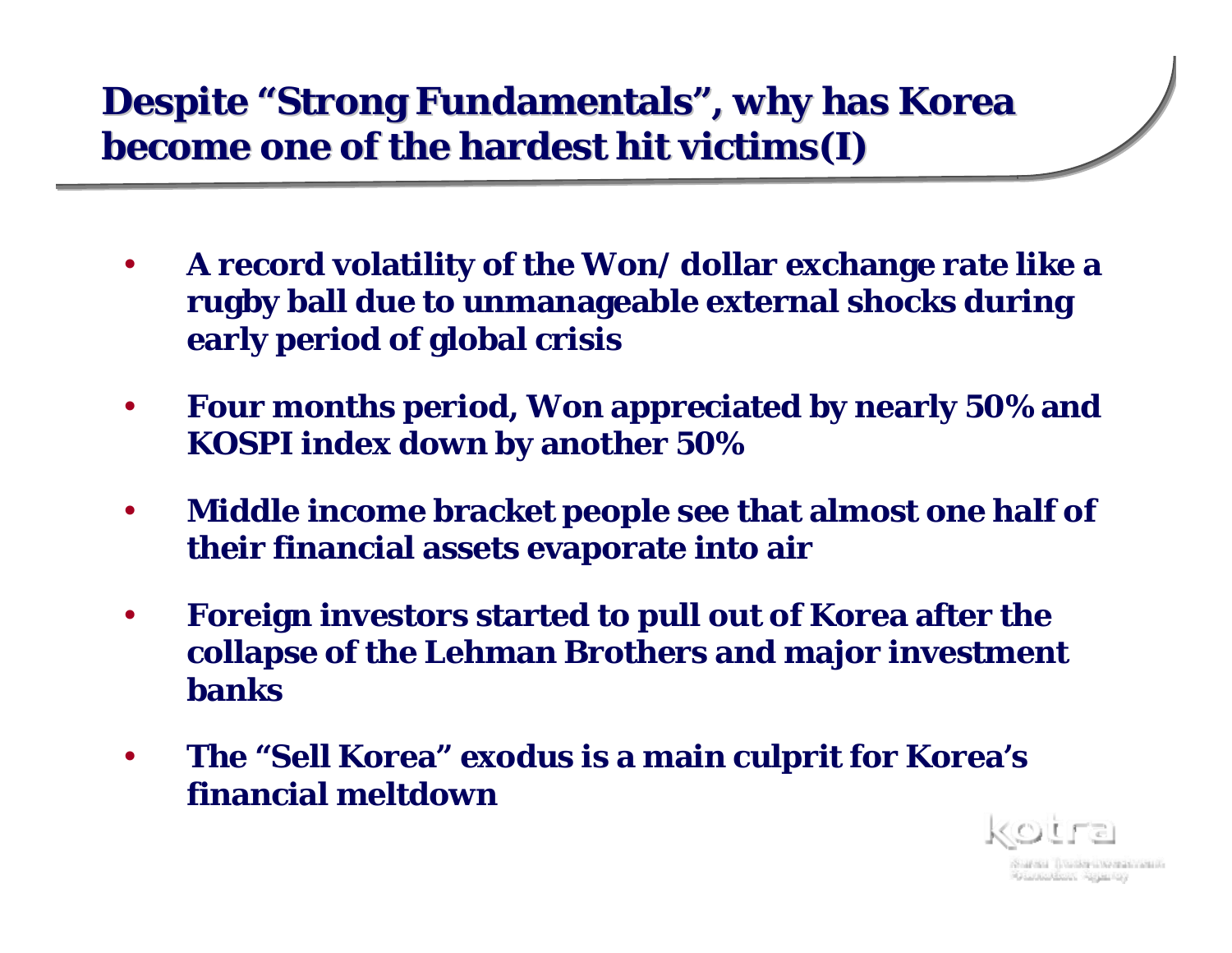## Despite "Strong Fundamentals", why has Korea become one of the hardest hit victims(I)

- A record volatility of the Won/ dollar exchange rate like a rugby ball due to unmanageable external shocks during early period of global crisis
- Four months period, Won appreciated by nearly 50% and KOSPI index down by another 50%
- Middle income bracket people see that almost one half of their financial assets evaporate into air
- Foreign investors started to pull out of Korea after the collapse of the Lehman Brothers and major investment banks
- The "Sell Korea" exodus is a main culprit for Korea's financial meltdown

kotra

Korea Investment Promotion Agency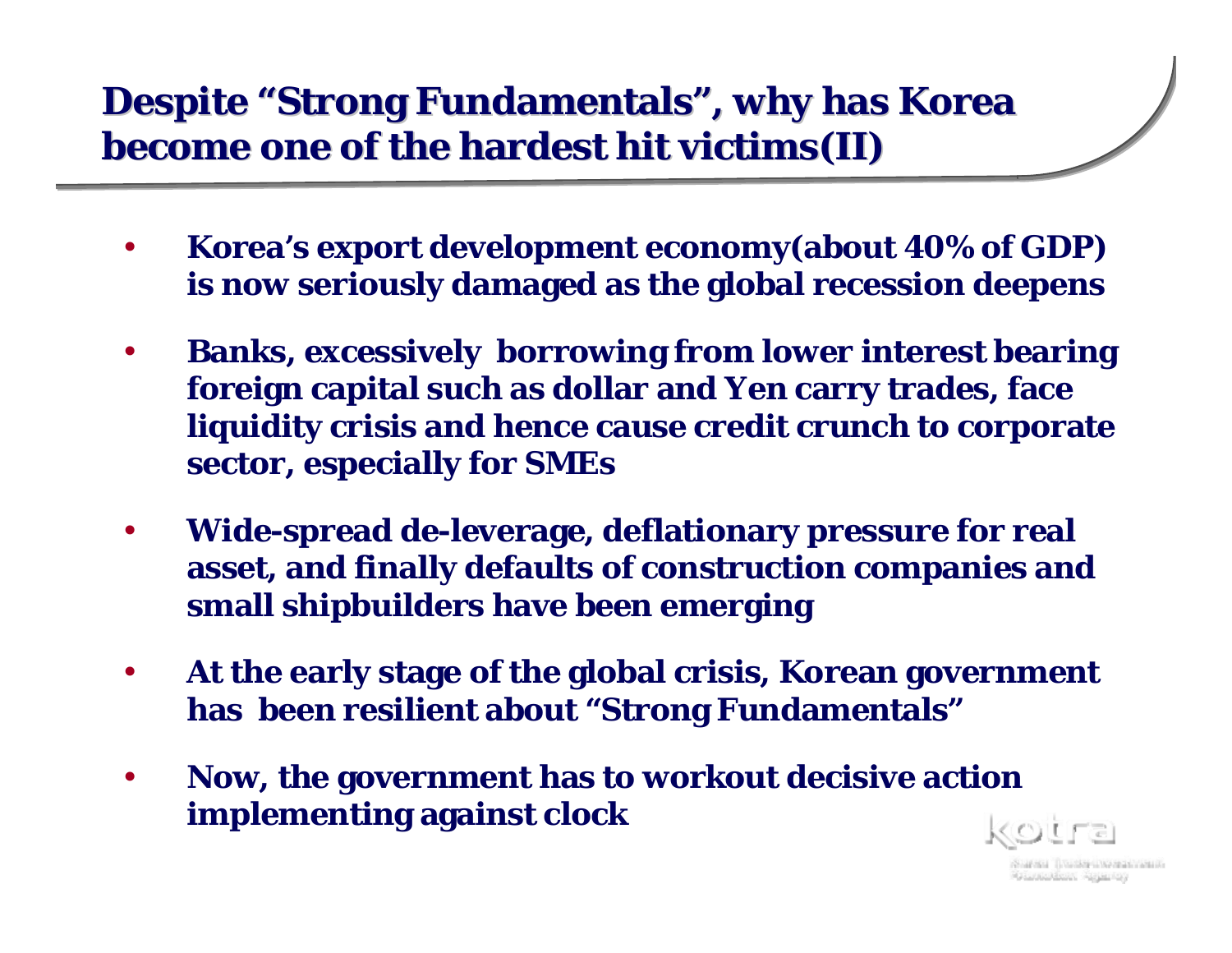# Despite "Strong Fundamentals", why has Korea become one of the hardest hit victims(II)

- **Korea's export development economy(about 40% of GDP) is now seriously damaged as the global recession deepens**
- **Banks, excessively borrowing from lower interest bearing foreign capital such as dollar and Yen carry trades, face liquidity crisis and hence cause credit crunch to corporate sector, especially for SMEs**
- **Wide-spread de-leverage, deflationary pressure for real asset, and finally defaults of construction companies and small shipbuilders have been emerging**
- **At the early stage of the global crisis, Korean government has been resilient about "Strong Fundamentals"**
- **Now, the government has to workout decisive action implementing against clock**

kotra

Korea Trade-Investment Promotion Agency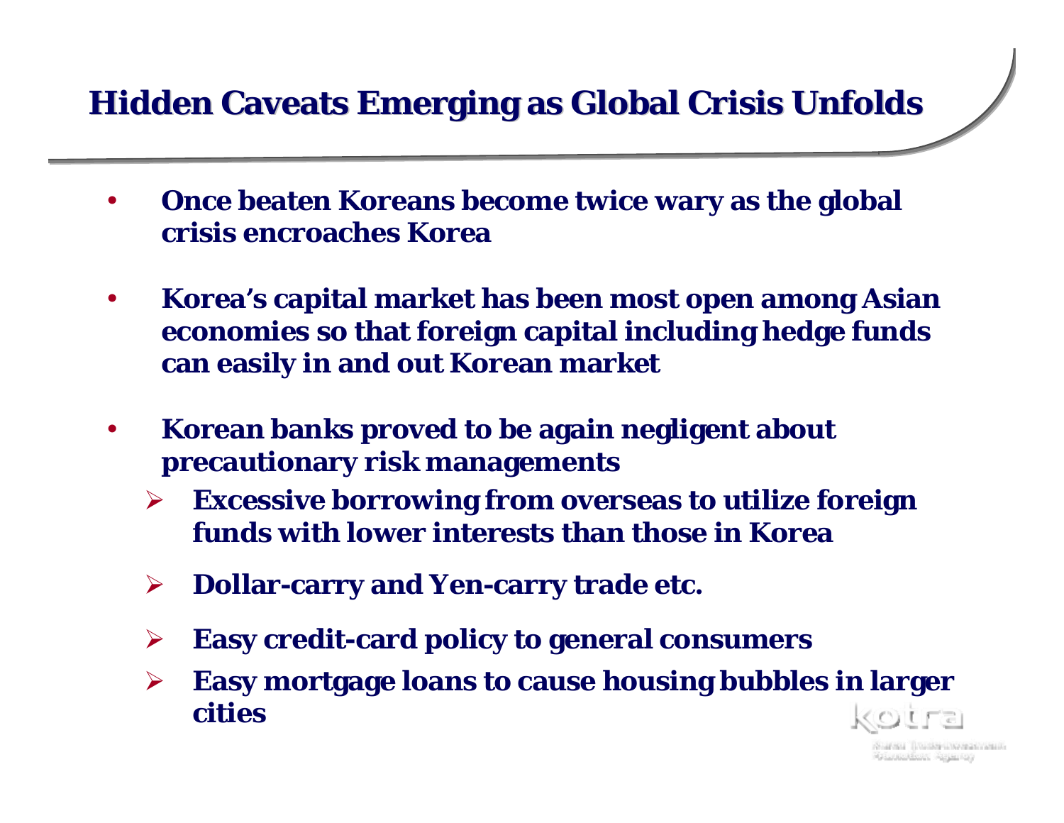# Hidden Caveats Emerging as Global Crisis Unfolds

- **Once beaten Koreans become twice wary as the global crisis encroaches Korea**
- **Korea's capital market has been most open among Asian economies so that foreign capital including hedge funds can easily in and out Korean market**
- **Korean banks proved to be again negligent about precautionary risk managements**
  - **Excessive borrowing from overseas to utilize foreign funds with lower interests than those in Korea**
  - **Dollar-carry and Yen-carry trade etc.**
  - **Easy credit-card policy to general consumers**
  - **Easy mortgage loans to cause housing bubbles in larger cities**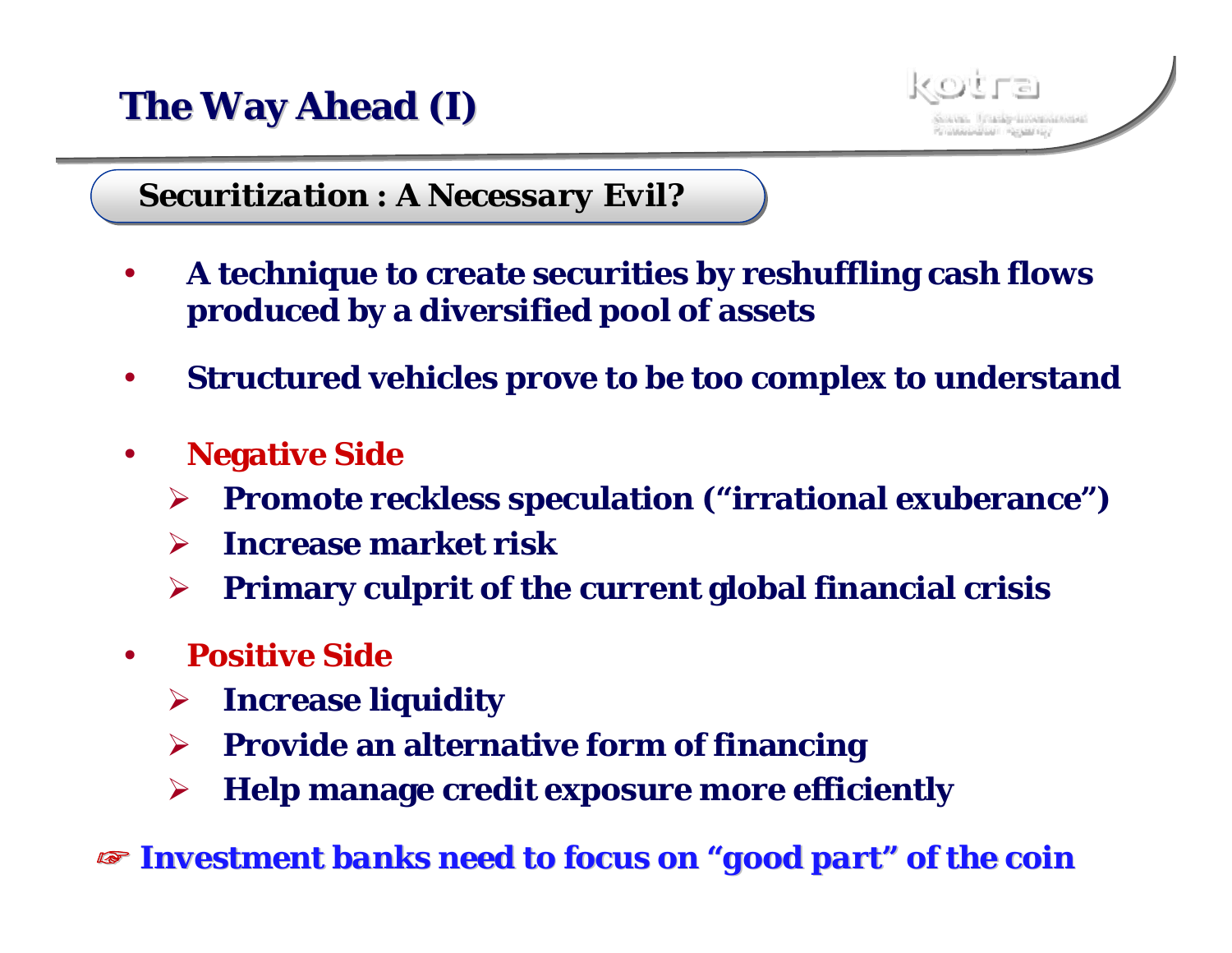# The Way Ahead (I)

## Securitization : A Necessary Evil?

- **A technique to create securities by reshuffling cash flows produced by a diversified pool of assets**
- **Structured vehicles prove to be too complex to understand**
- **Negative Side**
  - **Promote reckless speculation ("irrational exuberance")**
  - **Increase market risk**
  - **Primary culprit of the current global financial crisis**
- **Positive Side**
  - **Increase liquidity**
  - **Provide an alternative form of financing**
  - **Help manage credit exposure more efficiently**

☞ ***Investment banks need to focus on "good part" of the coin***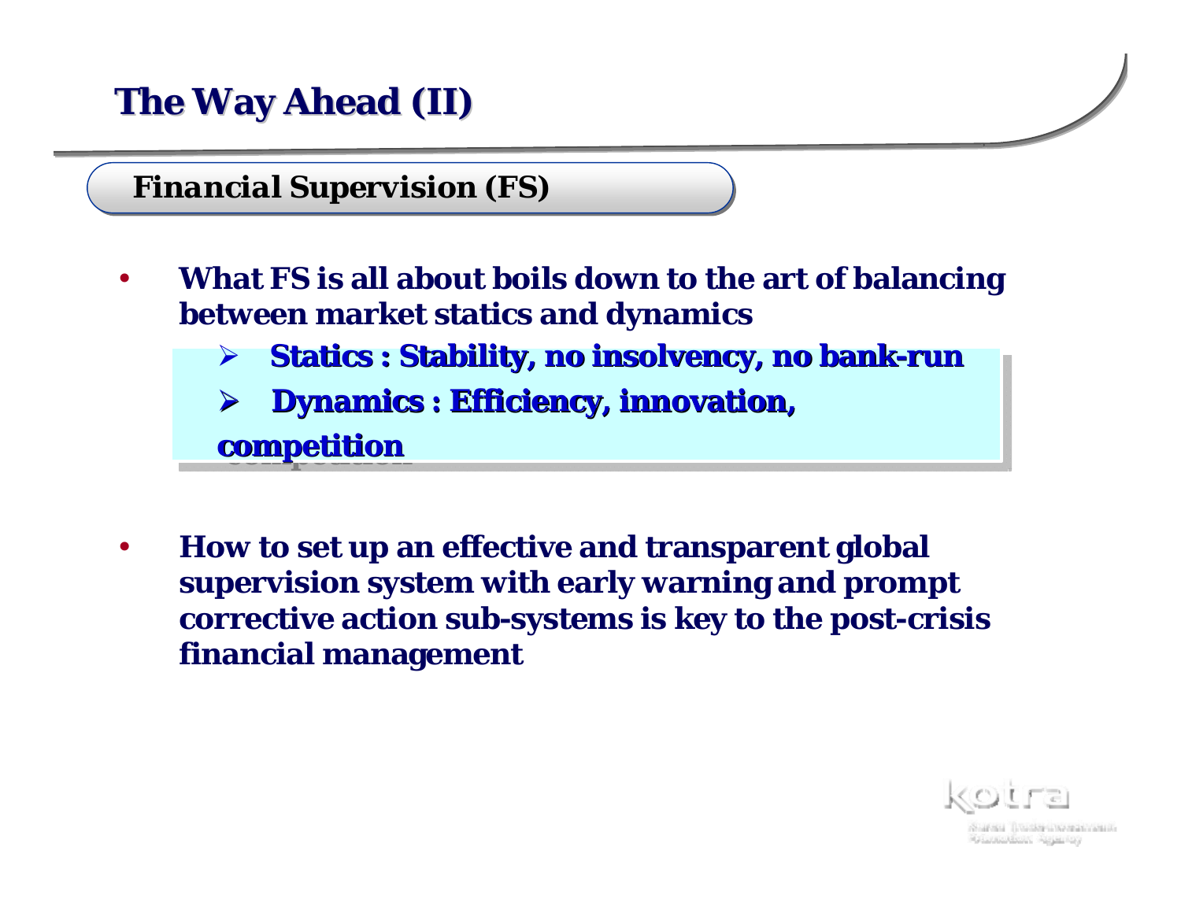# The Way Ahead (II)

## Financial Supervision (FS)

- **What FS is all about boils down to the art of balancing between market statics and dynamics**
  - **Statics : Stability, no insolvency, no bank-run**
  - **Dynamics : Efficiency, innovation, competition**

- **How to set up an effective and transparent global supervision system with early warning and prompt corrective action sub-systems is key to the post-crisis financial management**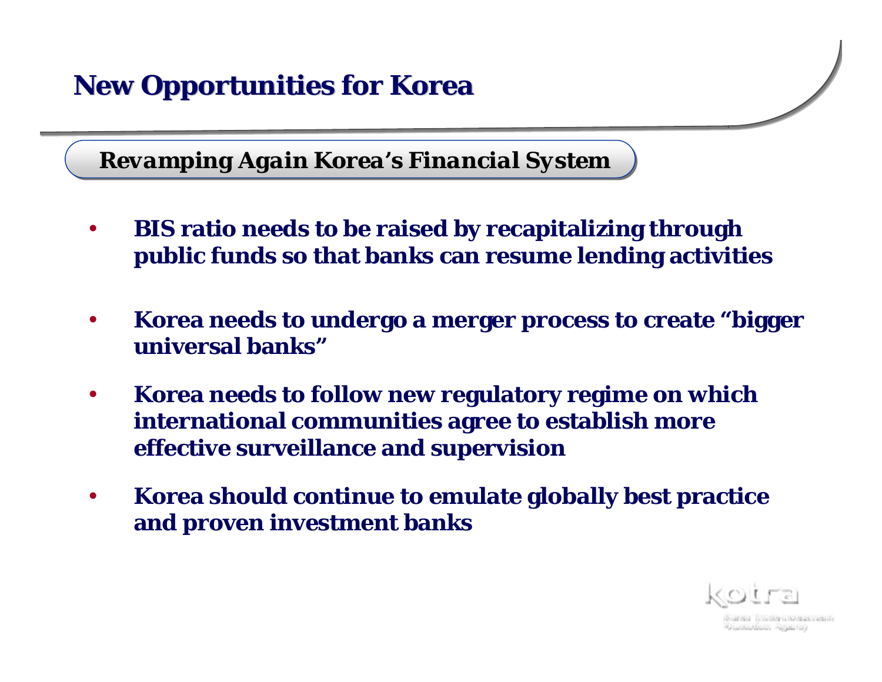# New Opportunities for Korea

## *Revamping Again Korea's Financial System*

- **BIS ratio needs to be raised by recapitalizing through public funds so that banks can resume lending activities**
- **Korea needs to undergo a merger process to create "bigger universal banks"**
- **Korea needs to follow new regulatory regime on which international communities agree to establish more effective surveillance and supervision**
- **Korea should continue to emulate globally best practice and proven investment banks**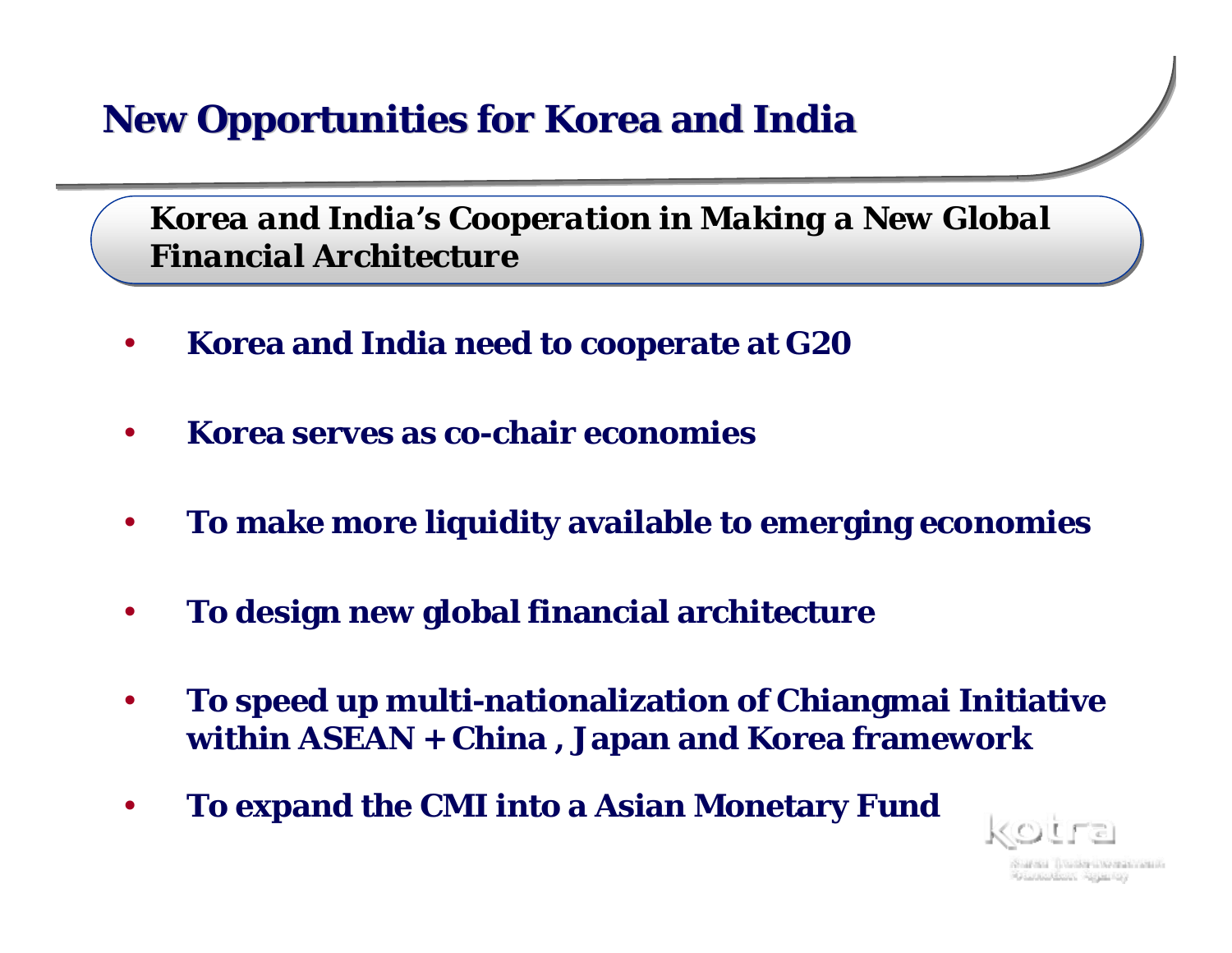# New Opportunities for Korea and India

***Korea and India's Cooperation in Making a New Global Financial Architecture***

- **Korea and India need to cooperate at G20**
- **Korea serves as co-chair economies**
- **To make more liquidity available to emerging economies**
- **To design new global financial architecture**
- **To speed up multi-nationalization of Chiangmai Initiative within ASEAN + China , Japan and Korea framework**
- **To expand the CMI into a Asian Monetary Fund**